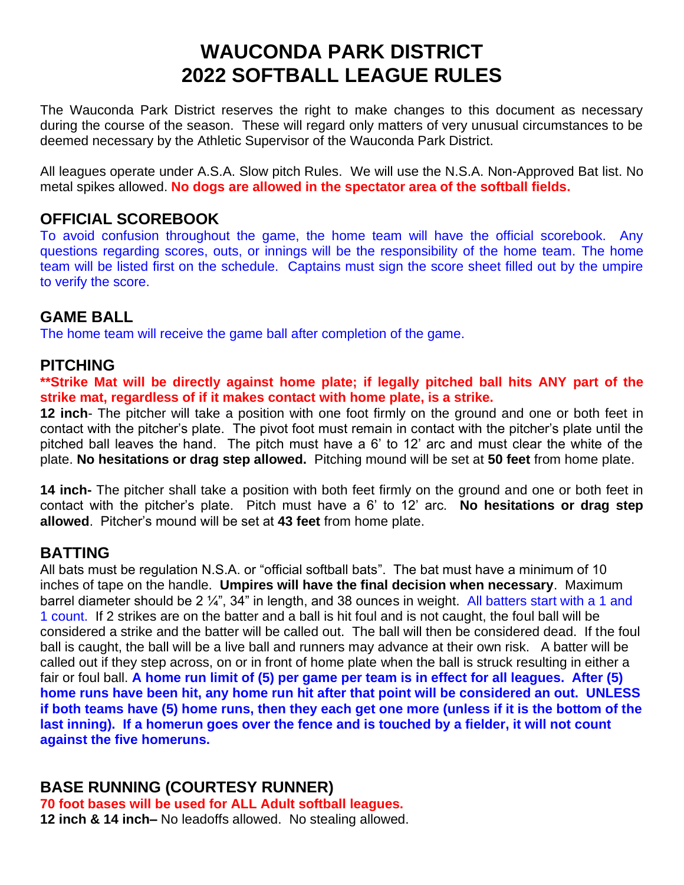# WAUCONDA PARK DISTRICT
# 2022 SOFTBALL LEAGUE RULES

The Wauconda Park District reserves the right to make changes to this document as necessary during the course of the season. These will regard only matters of very unusual circumstances to be deemed necessary by the Athletic Supervisor of the Wauconda Park District.

All leagues operate under A.S.A. Slow pitch Rules. We will use the N.S.A. Non-Approved Bat list. No metal spikes allowed. **No dogs are allowed in the spectator area of the softball fields.**

## OFFICIAL SCOREBOOK

To avoid confusion throughout the game, the home team will have the official scorebook. Any questions regarding scores, outs, or innings will be the responsibility of the home team. The home team will be listed first on the schedule. Captains must sign the score sheet filled out by the umpire to verify the score.

## GAME BALL

The home team will receive the game ball after completion of the game.

## PITCHING

****Strike Mat will be directly against home plate; if legally pitched ball hits ANY part of the strike mat, regardless of if it makes contact with home plate, is a strike.**

**12 inch**- The pitcher will take a position with one foot firmly on the ground and one or both feet in contact with the pitcher's plate. The pivot foot must remain in contact with the pitcher's plate until the pitched ball leaves the hand. The pitch must have a 6' to 12' arc and must clear the white of the plate. **No hesitations or drag step allowed.** Pitching mound will be set at **50 feet** from home plate.

**14 inch-** The pitcher shall take a position with both feet firmly on the ground and one or both feet in contact with the pitcher's plate. Pitch must have a 6' to 12' arc. **No hesitations or drag step allowed**. Pitcher's mound will be set at **43 feet** from home plate.

## BATTING

All bats must be regulation N.S.A. or "official softball bats". The bat must have a minimum of 10 inches of tape on the handle. **Umpires will have the final decision when necessary**. Maximum barrel diameter should be 2 ¼", 34" in length, and 38 ounces in weight. All batters start with a 1 and 1 count. If 2 strikes are on the batter and a ball is hit foul and is not caught, the foul ball will be considered a strike and the batter will be called out. The ball will then be considered dead. If the foul ball is caught, the ball will be a live ball and runners may advance at their own risk. A batter will be called out if they step across, on or in front of home plate when the ball is struck resulting in either a fair or foul ball. **A home run limit of (5) per game per team is in effect for all leagues. After (5) home runs have been hit, any home run hit after that point will be considered an out. UNLESS if both teams have (5) home runs, then they each get one more (unless if it is the bottom of the last inning). If a homerun goes over the fence and is touched by a fielder, it will not count against the five homeruns.**

## BASE RUNNING (COURTESY RUNNER)

**70 foot bases will be used for ALL Adult softball leagues.**

**12 inch & 14 inch–** No leadoffs allowed. No stealing allowed.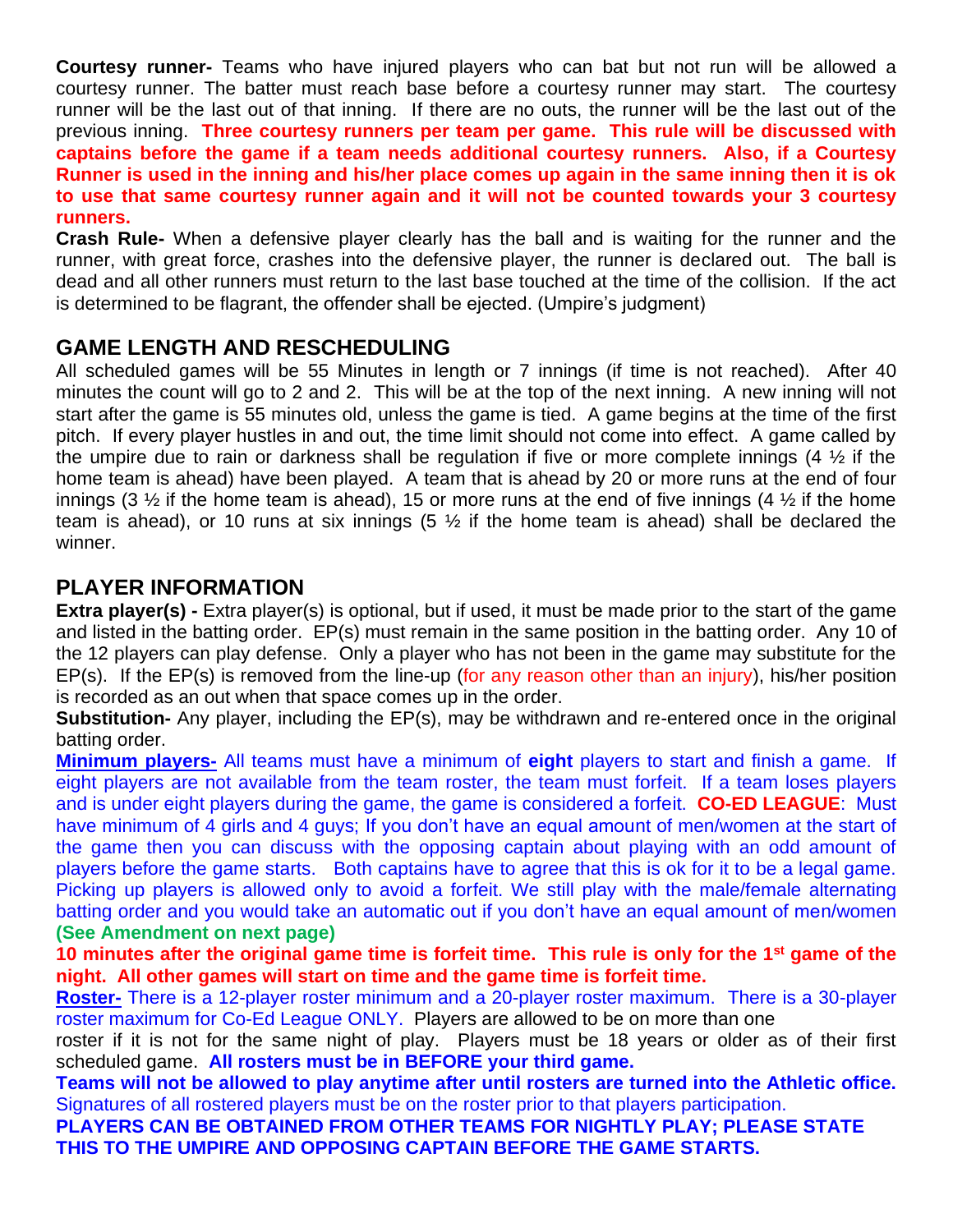**Courtesy runner-** Teams who have injured players who can bat but not run will be allowed a courtesy runner. The batter must reach base before a courtesy runner may start. The courtesy runner will be the last out of that inning. If there are no outs, the runner will be the last out of the previous inning. **Three courtesy runners per team per game. This rule will be discussed with captains before the game if a team needs additional courtesy runners. Also, if a Courtesy Runner is used in the inning and his/her place comes up again in the same inning then it is ok to use that same courtesy runner again and it will not be counted towards your 3 courtesy runners.**

**Crash Rule-** When a defensive player clearly has the ball and is waiting for the runner and the runner, with great force, crashes into the defensive player, the runner is declared out. The ball is dead and all other runners must return to the last base touched at the time of the collision. If the act is determined to be flagrant, the offender shall be ejected. (Umpire's judgment)

## GAME LENGTH AND RESCHEDULING

All scheduled games will be 55 Minutes in length or 7 innings (if time is not reached). After 40 minutes the count will go to 2 and 2. This will be at the top of the next inning. A new inning will not start after the game is 55 minutes old, unless the game is tied. A game begins at the time of the first pitch. If every player hustles in and out, the time limit should not come into effect. A game called by the umpire due to rain or darkness shall be regulation if five or more complete innings (4 ½ if the home team is ahead) have been played. A team that is ahead by 20 or more runs at the end of four innings (3 ½ if the home team is ahead), 15 or more runs at the end of five innings (4 ½ if the home team is ahead), or 10 runs at six innings (5 ½ if the home team is ahead) shall be declared the winner.

## PLAYER INFORMATION

**Extra player(s) -** Extra player(s) is optional, but if used, it must be made prior to the start of the game and listed in the batting order. EP(s) must remain in the same position in the batting order. Any 10 of the 12 players can play defense. Only a player who has not been in the game may substitute for the EP(s). If the EP(s) is removed from the line-up (for any reason other than an injury), his/her position is recorded as an out when that space comes up in the order.

**Substitution-** Any player, including the EP(s), may be withdrawn and re-entered once in the original batting order.

**Minimum players-** All teams must have a minimum of **eight** players to start and finish a game. If eight players are not available from the team roster, the team must forfeit. If a team loses players and is under eight players during the game, the game is considered a forfeit. **CO-ED LEAGUE**: Must have minimum of 4 girls and 4 guys; If you don't have an equal amount of men/women at the start of the game then you can discuss with the opposing captain about playing with an odd amount of players before the game starts. Both captains have to agree that this is ok for it to be a legal game. Picking up players is allowed only to avoid a forfeit. We still play with the male/female alternating batting order and you would take an automatic out if you don't have an equal amount of men/women **(See Amendment on next page)**

**10 minutes after the original game time is forfeit time. This rule is only for the 1st game of the night. All other games will start on time and the game time is forfeit time.**

**Roster-** There is a 12-player roster minimum and a 20-player roster maximum. There is a 30-player roster maximum for Co-Ed League ONLY. Players are allowed to be on more than one roster if it is not for the same night of play. Players must be 18 years or older as of their first scheduled game. **All rosters must be in BEFORE your third game.**

**Teams will not be allowed to play anytime after until rosters are turned into the Athletic office.** Signatures of all rostered players must be on the roster prior to that players participation.

**PLAYERS CAN BE OBTAINED FROM OTHER TEAMS FOR NIGHTLY PLAY; PLEASE STATE THIS TO THE UMPIRE AND OPPOSING CAPTAIN BEFORE THE GAME STARTS.**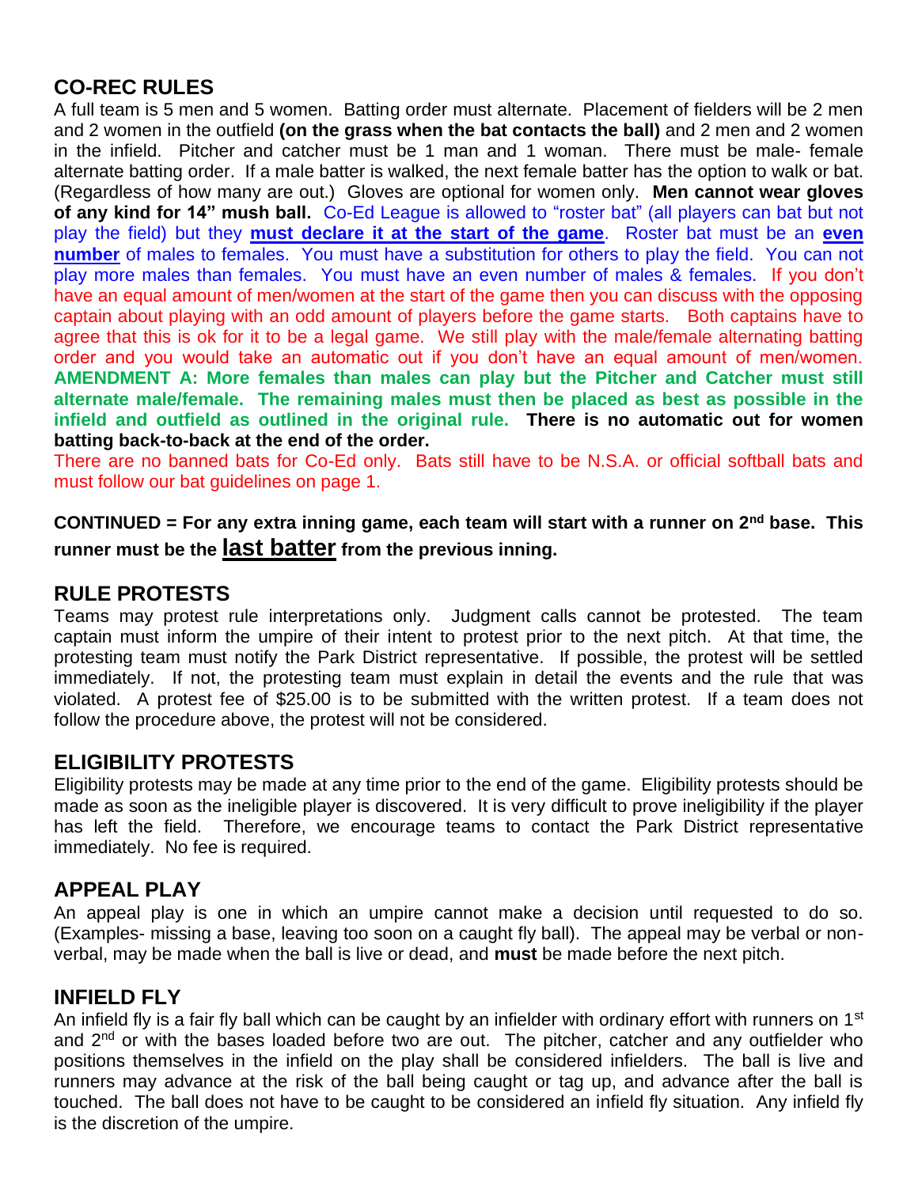## CO-REC RULES

A full team is 5 men and 5 women. Batting order must alternate. Placement of fielders will be 2 men and 2 women in the outfield **(on the grass when the bat contacts the ball)** and 2 men and 2 women in the infield. Pitcher and catcher must be 1 man and 1 woman. There must be male- female alternate batting order. If a male batter is walked, the next female batter has the option to walk or bat. (Regardless of how many are out.) Gloves are optional for women only. **Men cannot wear gloves of any kind for 14" mush ball.** Co-Ed League is allowed to "roster bat" (all players can bat but not play the field) but they **must declare it at the start of the game**. Roster bat must be an **even number** of males to females. You must have a substitution for others to play the field. You can not play more males than females. You must have an even number of males & females. If you don't have an equal amount of men/women at the start of the game then you can discuss with the opposing captain about playing with an odd amount of players before the game starts. Both captains have to agree that this is ok for it to be a legal game. We still play with the male/female alternating batting order and you would take an automatic out if you don't have an equal amount of men/women. **AMENDMENT A: More females than males can play but the Pitcher and Catcher must still alternate male/female. The remaining males must then be placed as best as possible in the infield and outfield as outlined in the original rule. There is no automatic out for women batting back-to-back at the end of the order.**

There are no banned bats for Co-Ed only. Bats still have to be N.S.A. or official softball bats and must follow our bat guidelines on page 1.

**CONTINUED = For any extra inning game, each team will start with a runner on 2nd base. This runner must be the last batter from the previous inning.**

## RULE PROTESTS

Teams may protest rule interpretations only. Judgment calls cannot be protested. The team captain must inform the umpire of their intent to protest prior to the next pitch. At that time, the protesting team must notify the Park District representative. If possible, the protest will be settled immediately. If not, the protesting team must explain in detail the events and the rule that was violated. A protest fee of $25.00 is to be submitted with the written protest. If a team does not follow the procedure above, the protest will not be considered.

## ELIGIBILITY PROTESTS

Eligibility protests may be made at any time prior to the end of the game. Eligibility protests should be made as soon as the ineligible player is discovered. It is very difficult to prove ineligibility if the player has left the field. Therefore, we encourage teams to contact the Park District representative immediately. No fee is required.

## APPEAL PLAY

An appeal play is one in which an umpire cannot make a decision until requested to do so. (Examples- missing a base, leaving too soon on a caught fly ball). The appeal may be verbal or non-verbal, may be made when the ball is live or dead, and **must** be made before the next pitch.

## INFIELD FLY

An infield fly is a fair fly ball which can be caught by an infielder with ordinary effort with runners on 1st and 2nd or with the bases loaded before two are out. The pitcher, catcher and any outfielder who positions themselves in the infield on the play shall be considered infielders. The ball is live and runners may advance at the risk of the ball being caught or tag up, and advance after the ball is touched. The ball does not have to be caught to be considered an infield fly situation. Any infield fly is the discretion of the umpire.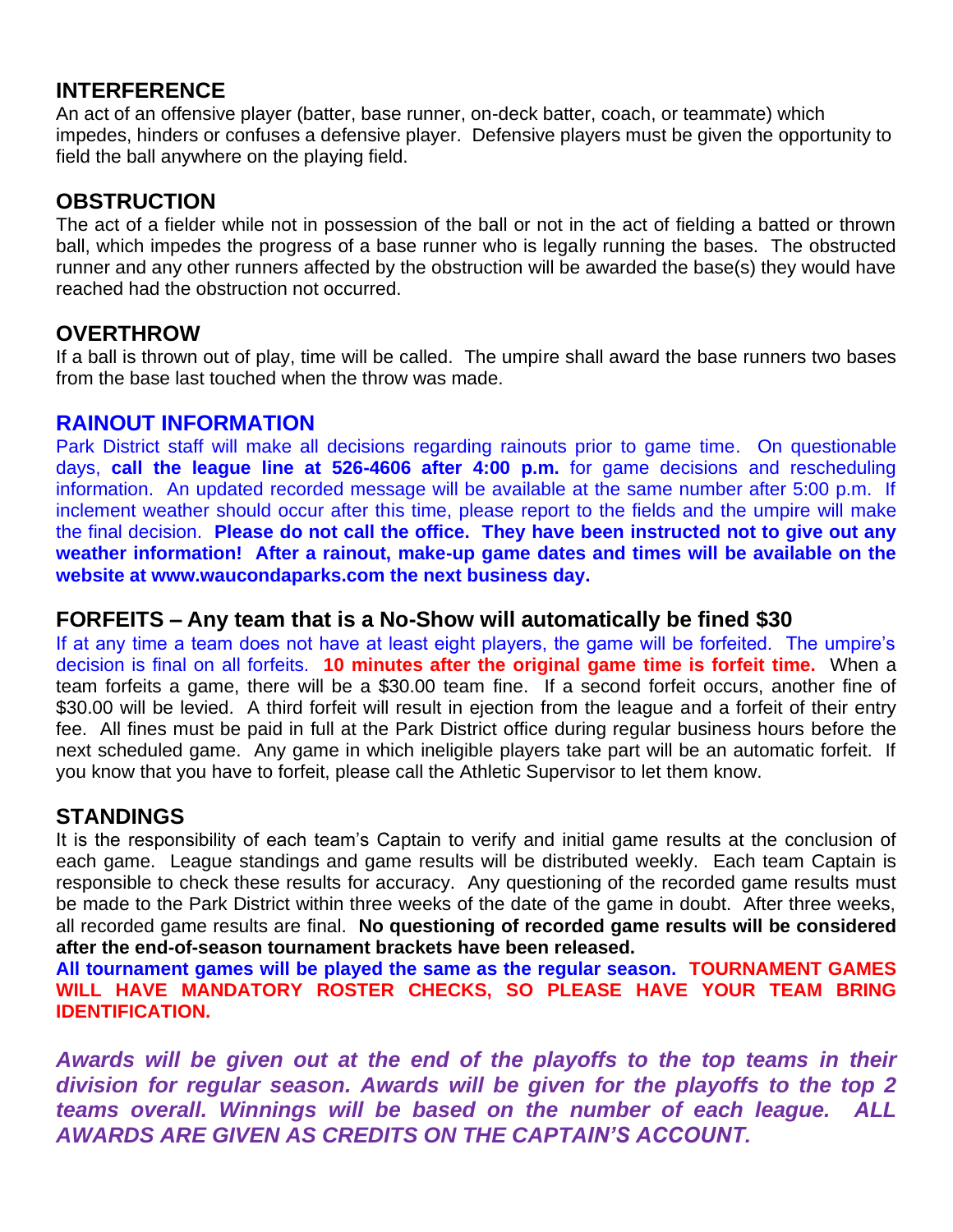## INTERFERENCE

An act of an offensive player (batter, base runner, on-deck batter, coach, or teammate) which impedes, hinders or confuses a defensive player. Defensive players must be given the opportunity to field the ball anywhere on the playing field.

## OBSTRUCTION

The act of a fielder while not in possession of the ball or not in the act of fielding a batted or thrown ball, which impedes the progress of a base runner who is legally running the bases. The obstructed runner and any other runners affected by the obstruction will be awarded the base(s) they would have reached had the obstruction not occurred.

## OVERTHROW

If a ball is thrown out of play, time will be called. The umpire shall award the base runners two bases from the base last touched when the throw was made.

## RAINOUT INFORMATION

Park District staff will make all decisions regarding rainouts prior to game time. On questionable days, **call the league line at 526-4606 after 4:00 p.m.** for game decisions and rescheduling information. An updated recorded message will be available at the same number after 5:00 p.m. If inclement weather should occur after this time, please report to the fields and the umpire will make the final decision. **Please do not call the office. They have been instructed not to give out any weather information! After a rainout, make-up game dates and times will be available on the website at www.waucondaparks.com the next business day.**

## FORFEITS – Any team that is a No-Show will automatically be fined $30

If at any time a team does not have at least eight players, the game will be forfeited. The umpire's decision is final on all forfeits. **10 minutes after the original game time is forfeit time.** When a team forfeits a game, there will be a $30.00 team fine. If a second forfeit occurs, another fine of $30.00 will be levied. A third forfeit will result in ejection from the league and a forfeit of their entry fee. All fines must be paid in full at the Park District office during regular business hours before the next scheduled game. Any game in which ineligible players take part will be an automatic forfeit. If you know that you have to forfeit, please call the Athletic Supervisor to let them know.

## STANDINGS

It is the responsibility of each team's Captain to verify and initial game results at the conclusion of each game. League standings and game results will be distributed weekly. Each team Captain is responsible to check these results for accuracy. Any questioning of the recorded game results must be made to the Park District within three weeks of the date of the game in doubt. After three weeks, all recorded game results are final. **No questioning of recorded game results will be considered after the end-of-season tournament brackets have been released.**

**All tournament games will be played the same as the regular season. TOURNAMENT GAMES WILL HAVE MANDATORY ROSTER CHECKS, SO PLEASE HAVE YOUR TEAM BRING IDENTIFICATION.**

***Awards will be given out at the end of the playoffs to the top teams in their division for regular season. Awards will be given for the playoffs to the top 2 teams overall. Winnings will be based on the number of each league. ALL AWARDS ARE GIVEN AS CREDITS ON THE CAPTAIN'S ACCOUNT.***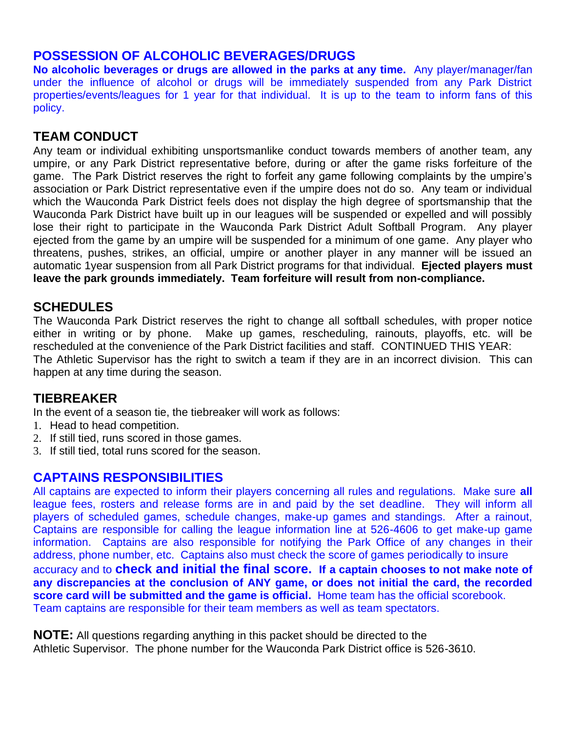## POSSESSION OF ALCOHOLIC BEVERAGES/DRUGS

**No alcoholic beverages or drugs are allowed in the parks at any time.** Any player/manager/fan under the influence of alcohol or drugs will be immediately suspended from any Park District properties/events/leagues for 1 year for that individual. It is up to the team to inform fans of this policy.

## TEAM CONDUCT

Any team or individual exhibiting unsportsmanlike conduct towards members of another team, any umpire, or any Park District representative before, during or after the game risks forfeiture of the game. The Park District reserves the right to forfeit any game following complaints by the umpire's association or Park District representative even if the umpire does not do so. Any team or individual which the Wauconda Park District feels does not display the high degree of sportsmanship that the Wauconda Park District have built up in our leagues will be suspended or expelled and will possibly lose their right to participate in the Wauconda Park District Adult Softball Program. Any player ejected from the game by an umpire will be suspended for a minimum of one game. Any player who threatens, pushes, strikes, an official, umpire or another player in any manner will be issued an automatic 1year suspension from all Park District programs for that individual. **Ejected players must leave the park grounds immediately. Team forfeiture will result from non-compliance.**

## SCHEDULES

The Wauconda Park District reserves the right to change all softball schedules, with proper notice either in writing or by phone. Make up games, rescheduling, rainouts, playoffs, etc. will be rescheduled at the convenience of the Park District facilities and staff. CONTINUED THIS YEAR:
The Athletic Supervisor has the right to switch a team if they are in an incorrect division. This can happen at any time during the season.

## TIEBREAKER

In the event of a season tie, the tiebreaker will work as follows:

1. Head to head competition.
2. If still tied, runs scored in those games.
3. If still tied, total runs scored for the season.

## CAPTAINS RESPONSIBILITIES

All captains are expected to inform their players concerning all rules and regulations. Make sure **all** league fees, rosters and release forms are in and paid by the set deadline. They will inform all players of scheduled games, schedule changes, make-up games and standings. After a rainout, Captains are responsible for calling the league information line at 526-4606 to get make-up game information. Captains are also responsible for notifying the Park Office of any changes in their address, phone number, etc. Captains also must check the score of games periodically to insure accuracy and to **check and initial the final score. If a captain chooses to not make note of any discrepancies at the conclusion of ANY game, or does not initial the card, the recorded score card will be submitted and the game is official.** Home team has the official scorebook. Team captains are responsible for their team members as well as team spectators.

**NOTE:** All questions regarding anything in this packet should be directed to the Athletic Supervisor. The phone number for the Wauconda Park District office is 526-3610.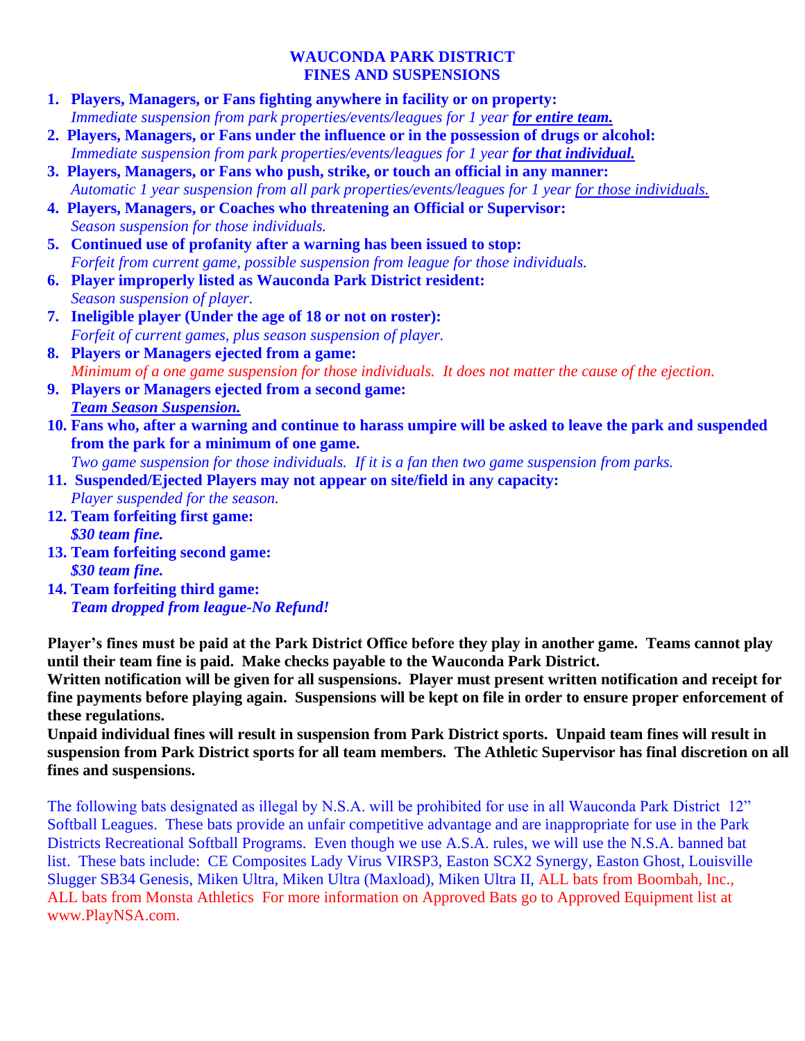# WAUCONDA PARK DISTRICT
# FINES AND SUSPENSIONS

1. **Players, Managers, or Fans fighting anywhere in facility or on property:**
   *Immediate suspension from park properties/events/leagues for 1 year* ***for entire team.***
2. **Players, Managers, or Fans under the influence or in the possession of drugs or alcohol:**
   *Immediate suspension from park properties/events/leagues for 1 year* ***for that individual.***
3. **Players, Managers, or Fans who push, strike, or touch an official in any manner:**
   *Automatic 1 year suspension from all park properties/events/leagues for 1 year for those individuals.*
4. **Players, Managers, or Coaches who threatening an Official or Supervisor:**
   *Season suspension for those individuals.*
5. **Continued use of profanity after a warning has been issued to stop:**
   *Forfeit from current game, possible suspension from league for those individuals.*
6. **Player improperly listed as Wauconda Park District resident:**
   *Season suspension of player.*
7. **Ineligible player (Under the age of 18 or not on roster):**
   *Forfeit of current games, plus season suspension of player.*
8. **Players or Managers ejected from a game:**
   *Minimum of a one game suspension for those individuals. It does not matter the cause of the ejection.*
9. **Players or Managers ejected from a second game:**
   ***Team Season Suspension.***
10. **Fans who, after a warning and continue to harass umpire will be asked to leave the park and suspended from the park for a minimum of one game.**
    *Two game suspension for those individuals. If it is a fan then two game suspension from parks.*
11. **Suspended/Ejected Players may not appear on site/field in any capacity:**
    *Player suspended for the season.*
12. **Team forfeiting first game:**
    ***$30 team fine.***
13. **Team forfeiting second game:**
    ***$30 team fine.***
14. **Team forfeiting third game:**
    ***Team dropped from league-No Refund!***

**Player's fines must be paid at the Park District Office before they play in another game. Teams cannot play until their team fine is paid. Make checks payable to the Wauconda Park District.**
**Written notification will be given for all suspensions. Player must present written notification and receipt for fine payments before playing again. Suspensions will be kept on file in order to ensure proper enforcement of these regulations.**
**Unpaid individual fines will result in suspension from Park District sports. Unpaid team fines will result in suspension from Park District sports for all team members. The Athletic Supervisor has final discretion on all fines and suspensions.**

The following bats designated as illegal by N.S.A. will be prohibited for use in all Wauconda Park District 12" Softball Leagues. These bats provide an unfair competitive advantage and are inappropriate for use in the Park Districts Recreational Softball Programs. Even though we use A.S.A. rules, we will use the N.S.A. banned bat list. These bats include: CE Composites Lady Virus VIRSP3, Easton SCX2 Synergy, Easton Ghost, Louisville Slugger SB34 Genesis, Miken Ultra, Miken Ultra (Maxload), Miken Ultra II, ALL bats from Boombah, Inc., ALL bats from Monsta Athletics For more information on Approved Bats go to Approved Equipment list at www.PlayNSA.com.